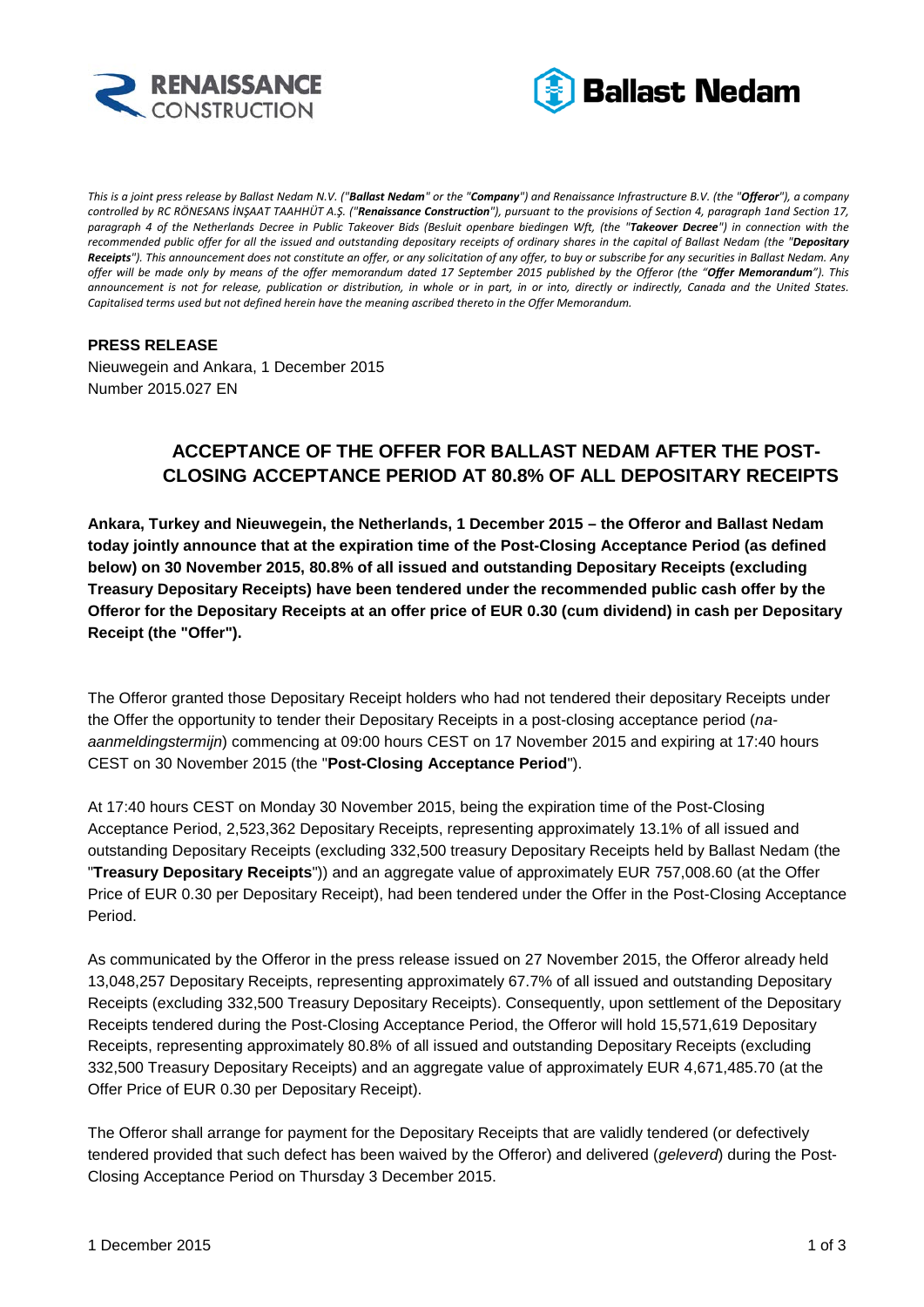*This is a joint press release by Ballast Nedam N.V. ("**Ballast Nedam**" or the "**Company**") and Renaissance Infrastructure B.V. (the "**Offeror**"), a company controlled by RC RÖNESANS İNŞAAT TAAHHÜT A.Ş. ("**Renaissance Construction**"), pursuant to the provisions of Section 4, paragraph 1and Section 17, paragraph 4 of the Netherlands Decree in Public Takeover Bids (Besluit openbare biedingen Wft, (the "**Takeover Decree**") in connection with the recommended public offer for all the issued and outstanding depositary receipts of ordinary shares in the capital of Ballast Nedam (the "**Depositary Receipts**"). This announcement does not constitute an offer, or any solicitation of any offer, to buy or subscribe for any securities in Ballast Nedam. Any offer will be made only by means of the offer memorandum dated 17 September 2015 published by the Offeror (the "**Offer Memorandum**"). This announcement is not for release, publication or distribution, in whole or in part, in or into, directly or indirectly, Canada and the United States. Capitalised terms used but not defined herein have the meaning ascribed thereto in the Offer Memorandum.*

**PRESS RELEASE**

Nieuwegein and Ankara, 1 December 2015

Number 2015.027 EN

## ACCEPTANCE OF THE OFFER FOR BALLAST NEDAM AFTER THE POST-CLOSING ACCEPTANCE PERIOD AT 80.8% OF ALL DEPOSITARY RECEIPTS

**Ankara, Turkey and Nieuwegein, the Netherlands, 1 December 2015 – the Offeror and Ballast Nedam today jointly announce that at the expiration time of the Post-Closing Acceptance Period (as defined below) on 30 November 2015, 80.8% of all issued and outstanding Depositary Receipts (excluding Treasury Depositary Receipts) have been tendered under the recommended public cash offer by the Offeror for the Depositary Receipts at an offer price of EUR 0.30 (cum dividend) in cash per Depositary Receipt (the "Offer").**

The Offeror granted those Depositary Receipt holders who had not tendered their depositary Receipts under the Offer the opportunity to tender their Depositary Receipts in a post-closing acceptance period (*na-aanmeldingstermijn*) commencing at 09:00 hours CEST on 17 November 2015 and expiring at 17:40 hours CEST on 30 November 2015 (the "**Post-Closing Acceptance Period**").

At 17:40 hours CEST on Monday 30 November 2015, being the expiration time of the Post-Closing Acceptance Period, 2,523,362 Depositary Receipts, representing approximately 13.1% of all issued and outstanding Depositary Receipts (excluding 332,500 treasury Depositary Receipts held by Ballast Nedam (the "**Treasury Depositary Receipts**")) and an aggregate value of approximately EUR 757,008.60 (at the Offer Price of EUR 0.30 per Depositary Receipt), had been tendered under the Offer in the Post-Closing Acceptance Period.

As communicated by the Offeror in the press release issued on 27 November 2015, the Offeror already held 13,048,257 Depositary Receipts, representing approximately 67.7% of all issued and outstanding Depositary Receipts (excluding 332,500 Treasury Depositary Receipts). Consequently, upon settlement of the Depositary Receipts tendered during the Post-Closing Acceptance Period, the Offeror will hold 15,571,619 Depositary Receipts, representing approximately 80.8% of all issued and outstanding Depositary Receipts (excluding 332,500 Treasury Depositary Receipts) and an aggregate value of approximately EUR 4,671,485.70 (at the Offer Price of EUR 0.30 per Depositary Receipt).

The Offeror shall arrange for payment for the Depositary Receipts that are validly tendered (or defectively tendered provided that such defect has been waived by the Offeror) and delivered (*geleverd*) during the Post-Closing Acceptance Period on Thursday 3 December 2015.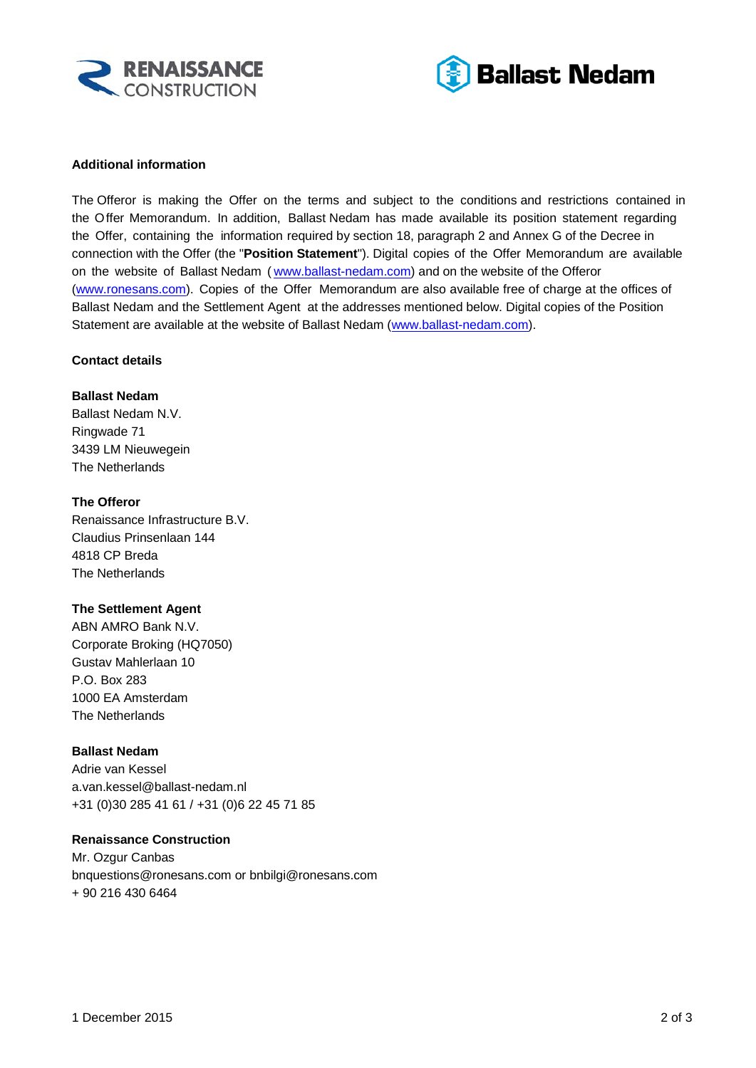**Additional information**

The Offeror is making the Offer on the terms and subject to the conditions and restrictions contained in the Offer Memorandum. In addition, Ballast Nedam has made available its position statement regarding the Offer, containing the information required by section 18, paragraph 2 and Annex G of the Decree in connection with the Offer (the "**Position Statement**"). Digital copies of the Offer Memorandum are available on the website of Ballast Nedam (www.ballast-nedam.com) and on the website of the Offeror (www.ronesans.com). Copies of the Offer Memorandum are also available free of charge at the offices of Ballast Nedam and the Settlement Agent at the addresses mentioned below. Digital copies of the Position Statement are available at the website of Ballast Nedam (www.ballast-nedam.com).

**Contact details**

**Ballast Nedam**
Ballast Nedam N.V.
Ringwade 71
3439 LM Nieuwegein
The Netherlands

**The Offeror**
Renaissance Infrastructure B.V.
Claudius Prinsenlaan 144
4818 CP Breda
The Netherlands

**The Settlement Agent**
ABN AMRO Bank N.V.
Corporate Broking (HQ7050)
Gustav Mahlerlaan 10
P.O. Box 283
1000 EA Amsterdam
The Netherlands

**Ballast Nedam**
Adrie van Kessel
a.van.kessel@ballast-nedam.nl
+31 (0)30 285 41 61 / +31 (0)6 22 45 71 85

**Renaissance Construction**
Mr. Ozgur Canbas
bnquestions@ronesans.com or bnbilgi@ronesans.com
+ 90 216 430 6464

1 December 2015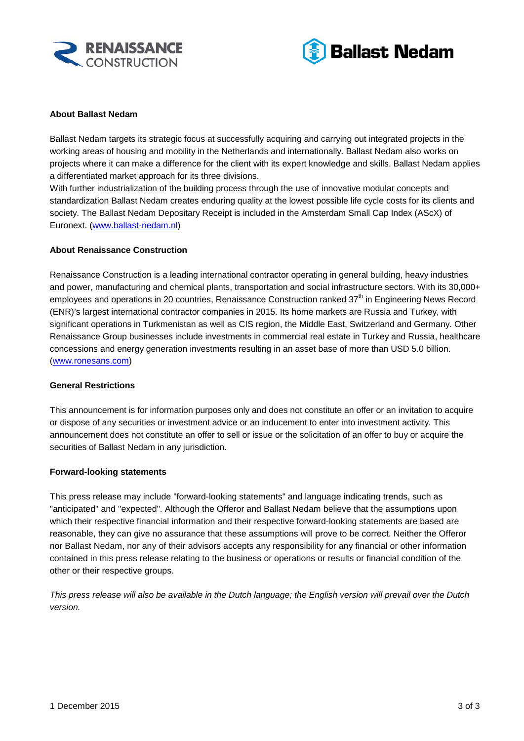## About Ballast Nedam

Ballast Nedam targets its strategic focus at successfully acquiring and carrying out integrated projects in the working areas of housing and mobility in the Netherlands and internationally. Ballast Nedam also works on projects where it can make a difference for the client with its expert knowledge and skills. Ballast Nedam applies a differentiated market approach for its three divisions.
With further industrialization of the building process through the use of innovative modular concepts and standardization Ballast Nedam creates enduring quality at the lowest possible life cycle costs for its clients and society. The Ballast Nedam Depositary Receipt is included in the Amsterdam Small Cap Index (AScX) of Euronext. (www.ballast-nedam.nl)

## About Renaissance Construction

Renaissance Construction is a leading international contractor operating in general building, heavy industries and power, manufacturing and chemical plants, transportation and social infrastructure sectors. With its 30,000+ employees and operations in 20 countries, Renaissance Construction ranked 37th in Engineering News Record (ENR)'s largest international contractor companies in 2015. Its home markets are Russia and Turkey, with significant operations in Turkmenistan as well as CIS region, the Middle East, Switzerland and Germany. Other Renaissance Group businesses include investments in commercial real estate in Turkey and Russia, healthcare concessions and energy generation investments resulting in an asset base of more than USD 5.0 billion. (www.ronesans.com)

## General Restrictions

This announcement is for information purposes only and does not constitute an offer or an invitation to acquire or dispose of any securities or investment advice or an inducement to enter into investment activity. This announcement does not constitute an offer to sell or issue or the solicitation of an offer to buy or acquire the securities of Ballast Nedam in any jurisdiction.

## Forward-looking statements

This press release may include "forward-looking statements" and language indicating trends, such as "anticipated" and "expected". Although the Offeror and Ballast Nedam believe that the assumptions upon which their respective financial information and their respective forward-looking statements are based are reasonable, they can give no assurance that these assumptions will prove to be correct. Neither the Offeror nor Ballast Nedam, nor any of their advisors accepts any responsibility for any financial or other information contained in this press release relating to the business or operations or results or financial condition of the other or their respective groups.

*This press release will also be available in the Dutch language; the English version will prevail over the Dutch version.*

1 December 2015